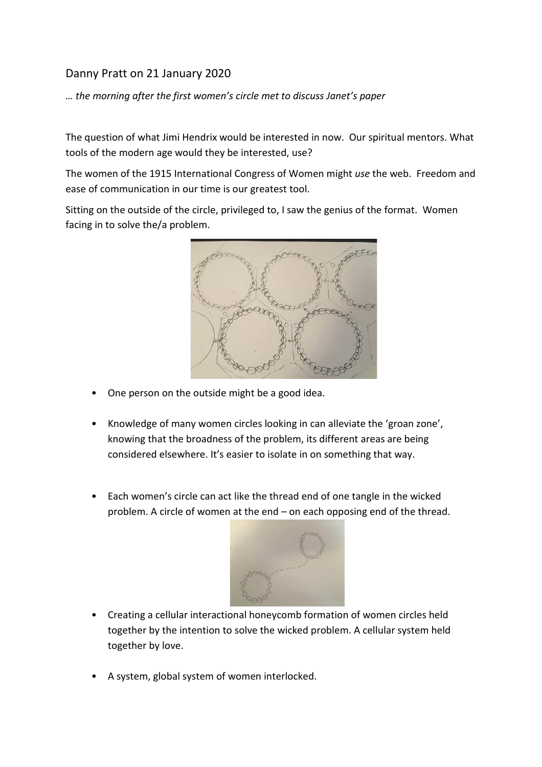# Danny Pratt on 21 January 2020

*… the morning after the first women's circle met to discuss Janet's paper*

The question of what Jimi Hendrix would be interested in now. Our spiritual mentors. What tools of the modern age would they be interested, use?

The women of the 1915 International Congress of Women might *use* the web. Freedom and ease of communication in our time is our greatest tool.

Sitting on the outside of the circle, privileged to, I saw the genius of the format. Women facing in to solve the/a problem.

- One person on the outside might be a good idea.
- Knowledge of many women circles looking in can alleviate the 'groan zone', knowing that the broadness of the problem, its different areas are being considered elsewhere. It's easier to isolate in on something that way.
- Each women's circle can act like the thread end of one tangle in the wicked problem. A circle of women at the end – on each opposing end of the thread.
- Creating a cellular interactional honeycomb formation of women circles held together by the intention to solve the wicked problem. A cellular system held together by love.
- A system, global system of women interlocked.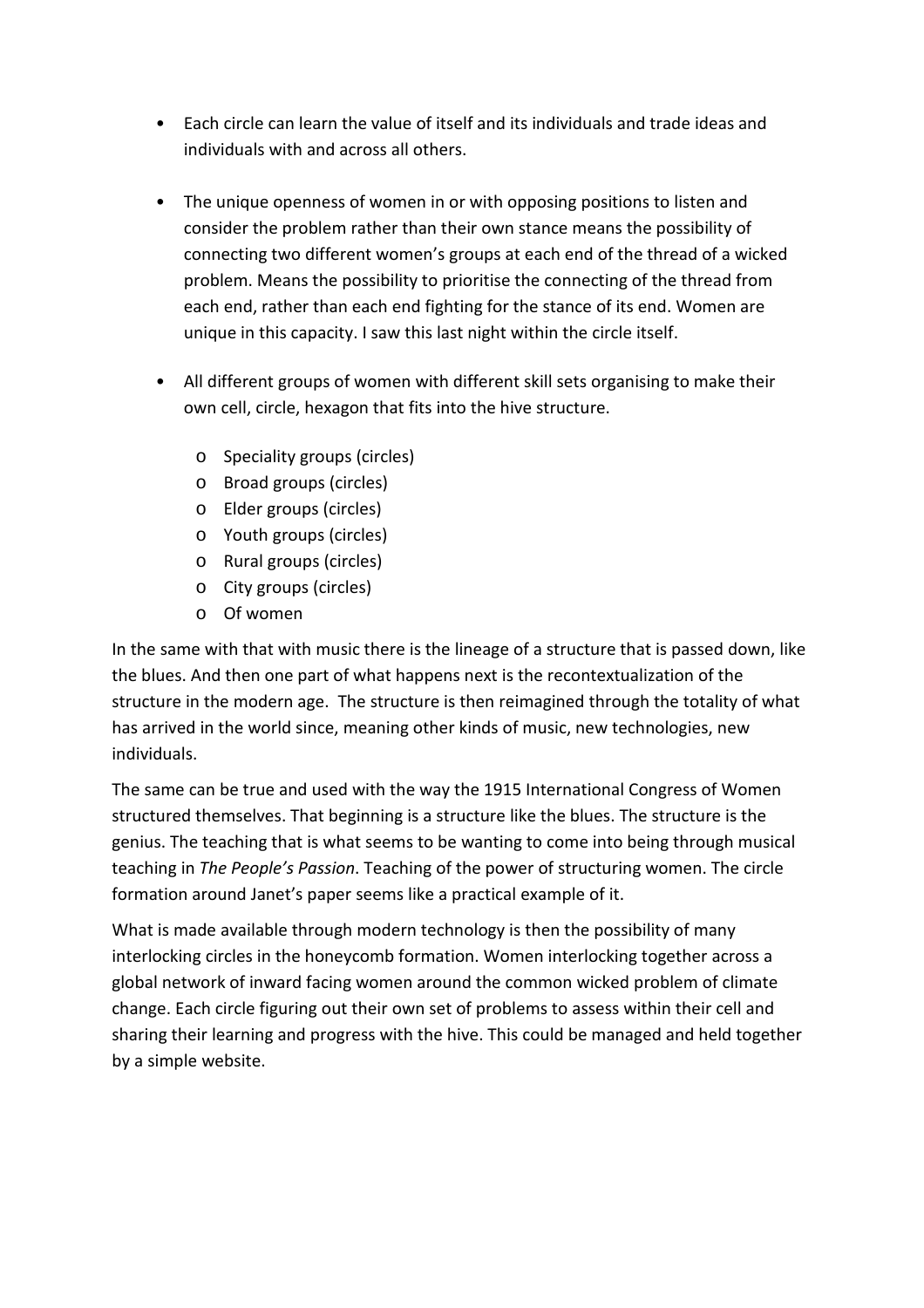- Each circle can learn the value of itself and its individuals and trade ideas and individuals with and across all others.

- The unique openness of women in or with opposing positions to listen and consider the problem rather than their own stance means the possibility of connecting two different women's groups at each end of the thread of a wicked problem. Means the possibility to prioritise the connecting of the thread from each end, rather than each end fighting for the stance of its end. Women are unique in this capacity. I saw this last night within the circle itself.

- All different groups of women with different skill sets organising to make their own cell, circle, hexagon that fits into the hive structure.
  - Speciality groups (circles)
  - Broad groups (circles)
  - Elder groups (circles)
  - Youth groups (circles)
  - Rural groups (circles)
  - City groups (circles)
  - Of women

In the same with that with music there is the lineage of a structure that is passed down, like the blues. And then one part of what happens next is the recontextualization of the structure in the modern age. The structure is then reimagined through the totality of what has arrived in the world since, meaning other kinds of music, new technologies, new individuals.

The same can be true and used with the way the 1915 International Congress of Women structured themselves. That beginning is a structure like the blues. The structure is the genius. The teaching that is what seems to be wanting to come into being through musical teaching in *The People's Passion*. Teaching of the power of structuring women. The circle formation around Janet's paper seems like a practical example of it.

What is made available through modern technology is then the possibility of many interlocking circles in the honeycomb formation. Women interlocking together across a global network of inward facing women around the common wicked problem of climate change. Each circle figuring out their own set of problems to assess within their cell and sharing their learning and progress with the hive. This could be managed and held together by a simple website.